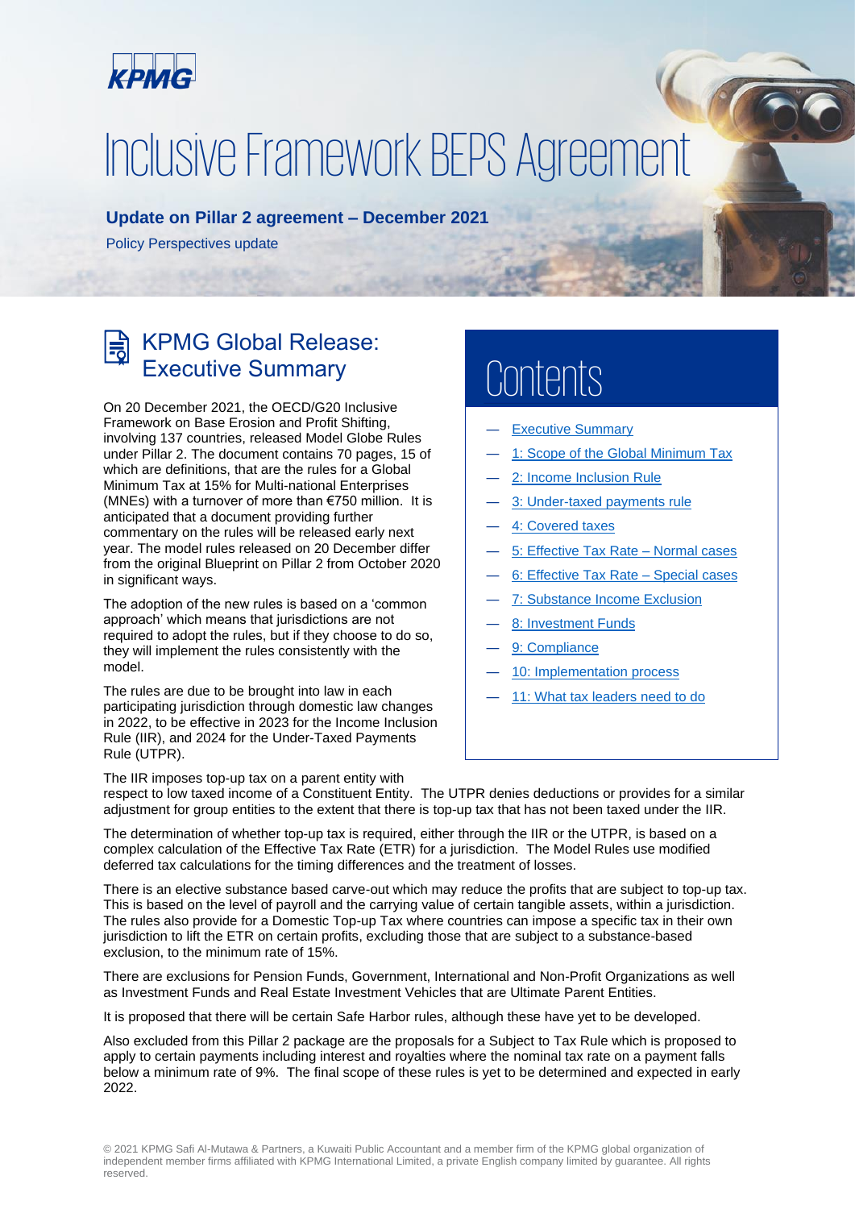# Inclusive Framework BEPS Agreement

**Update on Pillar 2 agreement – December 2021**

Policy Perspectives update

## KPMG Global Release: Executive Summary

On 20 December 2021, the OECD/G20 Inclusive Framework on Base Erosion and Profit Shifting, involving 137 countries, released Model Globe Rules under Pillar 2. The document contains 70 pages, 15 of which are definitions, that are the rules for a Global Minimum Tax at 15% for Multi-national Enterprises (MNEs) with a turnover of more than €750 million. It is anticipated that a document providing further commentary on the rules will be released early next year. The model rules released on 20 December differ from the original Blueprint on Pillar 2 from October 2020 in significant ways.

The adoption of the new rules is based on a 'common approach' which means that jurisdictions are not required to adopt the rules, but if they choose to do so, they will implement the rules consistently with the model.

The rules are due to be brought into law in each participating jurisdiction through domestic law changes in 2022, to be effective in 2023 for the Income Inclusion Rule (IIR), and 2024 for the Under-Taxed Payments Rule (UTPR).

The IIR imposes top-up tax on a parent entity with respect to low taxed income of a Constituent Entity. The UTPR denies deductions or provides for a similar adjustment for group entities to the extent that there is top-up tax that has not been taxed under the IIR.

The determination of whether top-up tax is required, either through the IIR or the UTPR, is based on a complex calculation of the Effective Tax Rate (ETR) for a jurisdiction. The Model Rules use modified deferred tax calculations for the timing differences and the treatment of losses.

There is an elective substance based carve-out which may reduce the profits that are subject to top-up tax. This is based on the level of payroll and the carrying value of certain tangible assets, within a jurisdiction. The rules also provide for a Domestic Top-up Tax where countries can impose a specific tax in their own jurisdiction to lift the ETR on certain profits, excluding those that are subject to a substance-based exclusion, to the minimum rate of 15%.

There are exclusions for Pension Funds, Government, International and Non-Profit Organizations as well as Investment Funds and Real Estate Investment Vehicles that are Ultimate Parent Entities.

It is proposed that there will be certain Safe Harbor rules, although these have yet to be developed.

Also excluded from this Pillar 2 package are the proposals for a Subject to Tax Rule which is proposed to apply to certain payments including interest and royalties where the nominal tax rate on a payment falls below a minimum rate of 9%. The final scope of these rules is yet to be determined and expected in early 2022.

## Contents

- Executive Summary
- 1: Scope of the Global Minimum Tax
- 2: Income Inclusion Rule
- 3: Under-taxed payments rule
- 4: Covered taxes
- 5: Effective Tax Rate – Normal cases
- 6: Effective Tax Rate – Special cases
- 7: Substance Income Exclusion
- 8: Investment Funds
- 9: Compliance
- 10: Implementation process
- 11: What tax leaders need to do

© 2021 KPMG Safi Al-Mutawa & Partners, a Kuwaiti Public Accountant and a member firm of the KPMG global organization of independent member firms affiliated with KPMG International Limited, a private English company limited by guarantee. All rights reserved.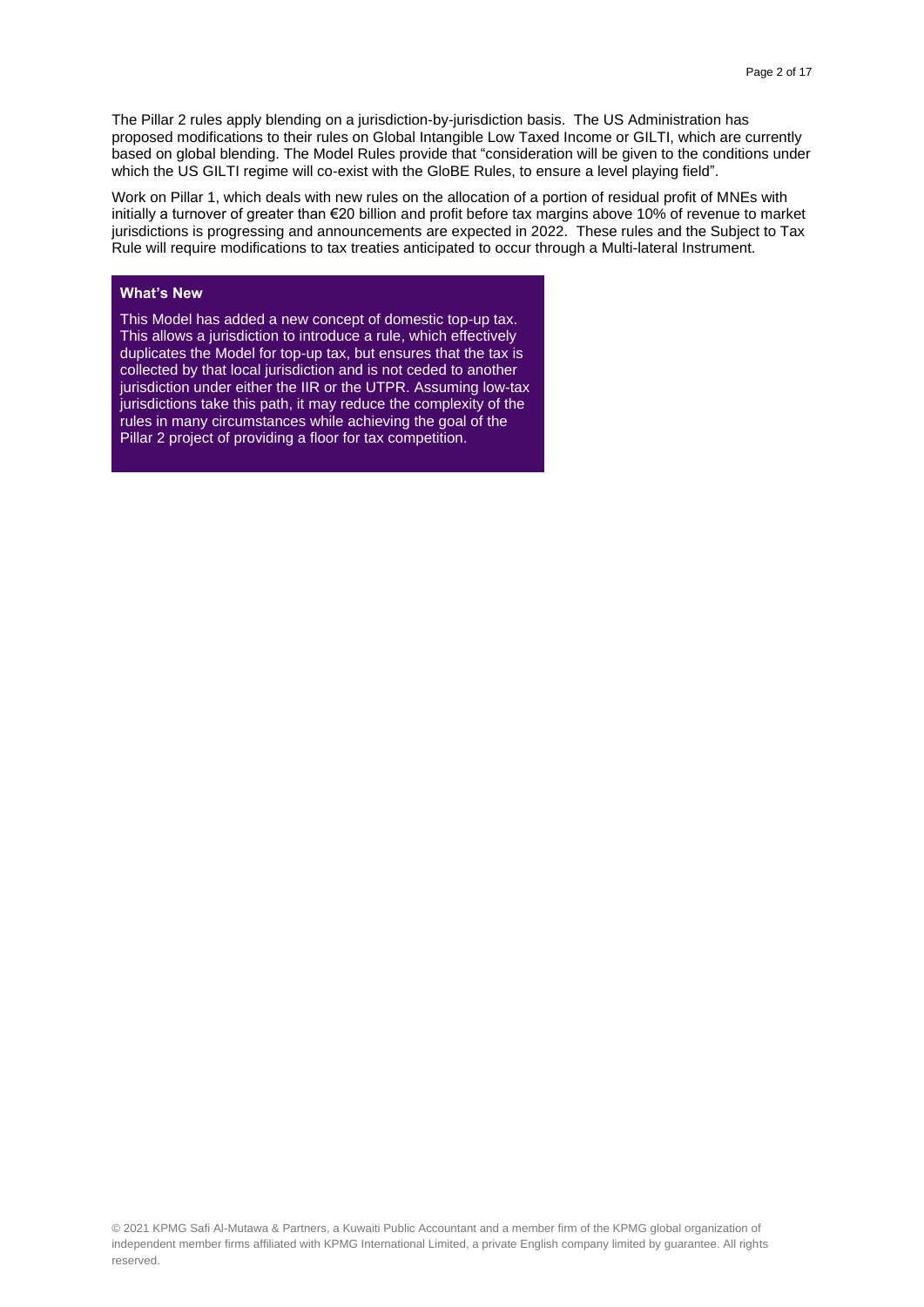The Pillar 2 rules apply blending on a jurisdiction-by-jurisdiction basis. The US Administration has proposed modifications to their rules on Global Intangible Low Taxed Income or GILTI, which are currently based on global blending. The Model Rules provide that "consideration will be given to the conditions under which the US GILTI regime will co-exist with the GloBE Rules, to ensure a level playing field".

Work on Pillar 1, which deals with new rules on the allocation of a portion of residual profit of MNEs with initially a turnover of greater than €20 billion and profit before tax margins above 10% of revenue to market jurisdictions is progressing and announcements are expected in 2022. These rules and the Subject to Tax Rule will require modifications to tax treaties anticipated to occur through a Multi-lateral Instrument.

**What's New**

This Model has added a new concept of domestic top-up tax. This allows a jurisdiction to introduce a rule, which effectively duplicates the Model for top-up tax, but ensures that the tax is collected by that local jurisdiction and is not ceded to another jurisdiction under either the IIR or the UTPR. Assuming low-tax jurisdictions take this path, it may reduce the complexity of the rules in many circumstances while achieving the goal of the Pillar 2 project of providing a floor for tax competition.

© 2021 KPMG Safi Al-Mutawa & Partners, a Kuwaiti Public Accountant and a member firm of the KPMG global organization of independent member firms affiliated with KPMG International Limited, a private English company limited by guarantee. All rights reserved.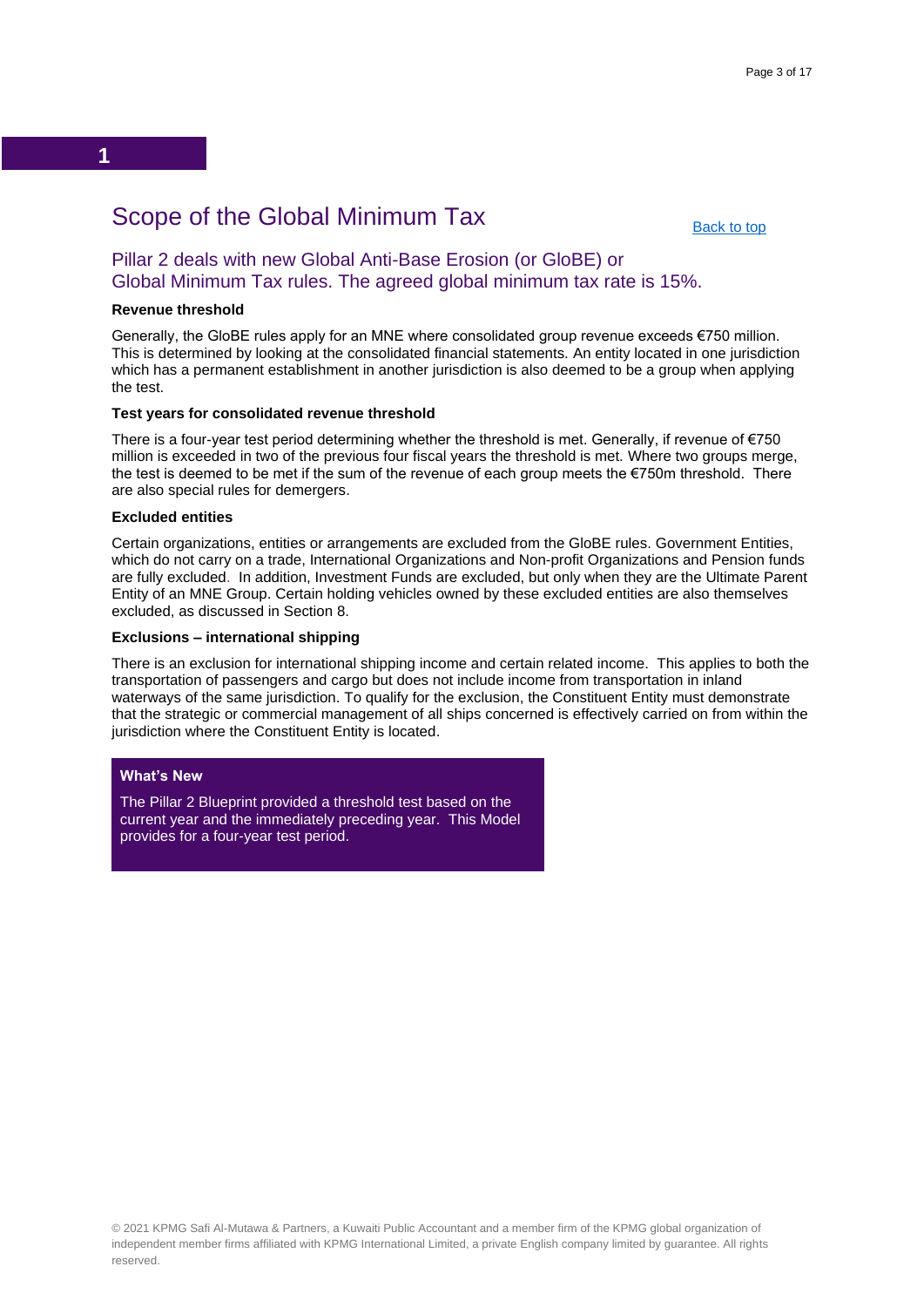# 1

## Scope of the Global Minimum Tax

Back to top

### Pillar 2 deals with new Global Anti-Base Erosion (or GloBE) or Global Minimum Tax rules. The agreed global minimum tax rate is 15%.

**Revenue threshold**

Generally, the GloBE rules apply for an MNE where consolidated group revenue exceeds €750 million. This is determined by looking at the consolidated financial statements. An entity located in one jurisdiction which has a permanent establishment in another jurisdiction is also deemed to be a group when applying the test.

**Test years for consolidated revenue threshold**

There is a four-year test period determining whether the threshold is met. Generally, if revenue of €750 million is exceeded in two of the previous four fiscal years the threshold is met. Where two groups merge, the test is deemed to be met if the sum of the revenue of each group meets the €750m threshold. There are also special rules for demergers.

**Excluded entities**

Certain organizations, entities or arrangements are excluded from the GloBE rules. Government Entities, which do not carry on a trade, International Organizations and Non-profit Organizations and Pension funds are fully excluded. In addition, Investment Funds are excluded, but only when they are the Ultimate Parent Entity of an MNE Group. Certain holding vehicles owned by these excluded entities are also themselves excluded, as discussed in Section 8.

**Exclusions – international shipping**

There is an exclusion for international shipping income and certain related income. This applies to both the transportation of passengers and cargo but does not include income from transportation in inland waterways of the same jurisdiction. To qualify for the exclusion, the Constituent Entity must demonstrate that the strategic or commercial management of all ships concerned is effectively carried on from within the jurisdiction where the Constituent Entity is located.

**What's New**

The Pillar 2 Blueprint provided a threshold test based on the current year and the immediately preceding year. This Model provides for a four-year test period.

© 2021 KPMG Safi Al-Mutawa & Partners, a Kuwaiti Public Accountant and a member firm of the KPMG global organization of independent member firms affiliated with KPMG International Limited, a private English company limited by guarantee. All rights reserved.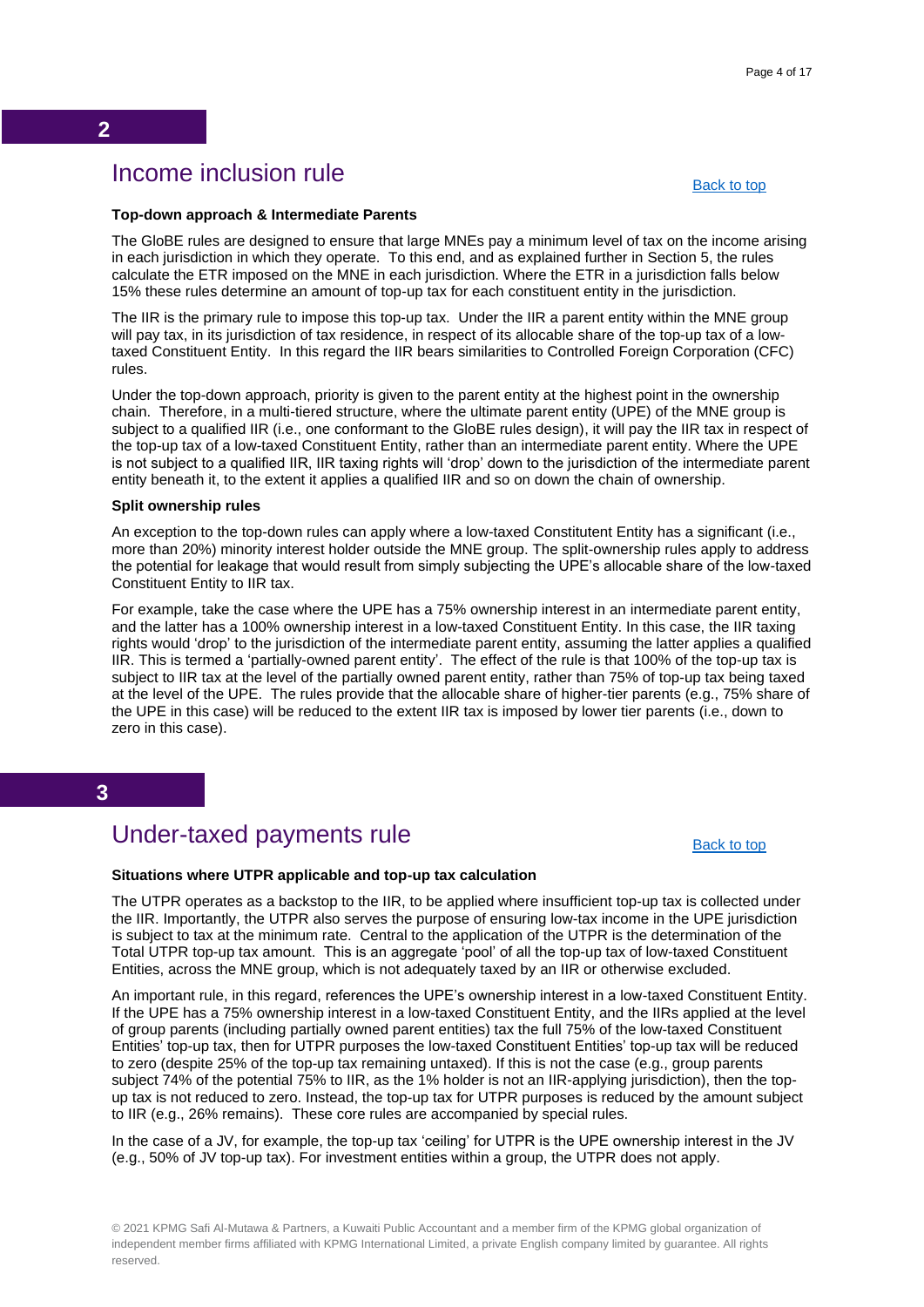## 2

# Income inclusion rule

Back to top

**Top-down approach & Intermediate Parents**

The GloBE rules are designed to ensure that large MNEs pay a minimum level of tax on the income arising in each jurisdiction in which they operate. To this end, and as explained further in Section 5, the rules calculate the ETR imposed on the MNE in each jurisdiction. Where the ETR in a jurisdiction falls below 15% these rules determine an amount of top-up tax for each constituent entity in the jurisdiction.

The IIR is the primary rule to impose this top-up tax. Under the IIR a parent entity within the MNE group will pay tax, in its jurisdiction of tax residence, in respect of its allocable share of the top-up tax of a low-taxed Constituent Entity. In this regard the IIR bears similarities to Controlled Foreign Corporation (CFC) rules.

Under the top-down approach, priority is given to the parent entity at the highest point in the ownership chain. Therefore, in a multi-tiered structure, where the ultimate parent entity (UPE) of the MNE group is subject to a qualified IIR (i.e., one conformant to the GloBE rules design), it will pay the IIR tax in respect of the top-up tax of a low-taxed Constituent Entity, rather than an intermediate parent entity. Where the UPE is not subject to a qualified IIR, IIR taxing rights will 'drop' down to the jurisdiction of the intermediate parent entity beneath it, to the extent it applies a qualified IIR and so on down the chain of ownership.

**Split ownership rules**

An exception to the top-down rules can apply where a low-taxed Constitutent Entity has a significant (i.e., more than 20%) minority interest holder outside the MNE group. The split-ownership rules apply to address the potential for leakage that would result from simply subjecting the UPE's allocable share of the low-taxed Constituent Entity to IIR tax.

For example, take the case where the UPE has a 75% ownership interest in an intermediate parent entity, and the latter has a 100% ownership interest in a low-taxed Constituent Entity. In this case, the IIR taxing rights would 'drop' to the jurisdiction of the intermediate parent entity, assuming the latter applies a qualified IIR. This is termed a 'partially-owned parent entity'. The effect of the rule is that 100% of the top-up tax is subject to IIR tax at the level of the partially owned parent entity, rather than 75% of top-up tax being taxed at the level of the UPE. The rules provide that the allocable share of higher-tier parents (e.g., 75% share of the UPE in this case) will be reduced to the extent IIR tax is imposed by lower tier parents (i.e., down to zero in this case).

## 3

# Under-taxed payments rule

Back to top

**Situations where UTPR applicable and top-up tax calculation**

The UTPR operates as a backstop to the IIR, to be applied where insufficient top-up tax is collected under the IIR. Importantly, the UTPR also serves the purpose of ensuring low-tax income in the UPE jurisdiction is subject to tax at the minimum rate. Central to the application of the UTPR is the determination of the Total UTPR top-up tax amount. This is an aggregate 'pool' of all the top-up tax of low-taxed Constituent Entities, across the MNE group, which is not adequately taxed by an IIR or otherwise excluded.

An important rule, in this regard, references the UPE's ownership interest in a low-taxed Constituent Entity. If the UPE has a 75% ownership interest in a low-taxed Constituent Entity, and the IIRs applied at the level of group parents (including partially owned parent entities) tax the full 75% of the low-taxed Constituent Entities' top-up tax, then for UTPR purposes the low-taxed Constituent Entities' top-up tax will be reduced to zero (despite 25% of the top-up tax remaining untaxed). If this is not the case (e.g., group parents subject 74% of the potential 75% to IIR, as the 1% holder is not an IIR-applying jurisdiction), then the top-up tax is not reduced to zero. Instead, the top-up tax for UTPR purposes is reduced by the amount subject to IIR (e.g., 26% remains). These core rules are accompanied by special rules.

In the case of a JV, for example, the top-up tax 'ceiling' for UTPR is the UPE ownership interest in the JV (e.g., 50% of JV top-up tax). For investment entities within a group, the UTPR does not apply.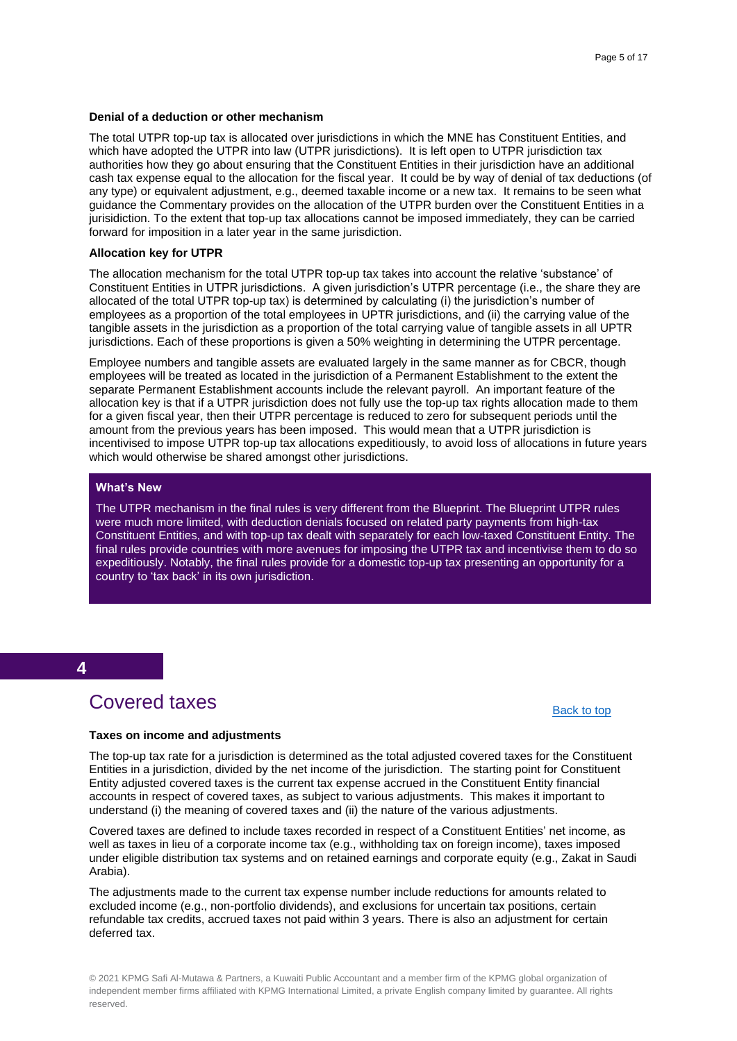**Denial of a deduction or other mechanism**

The total UTPR top-up tax is allocated over jurisdictions in which the MNE has Constituent Entities, and which have adopted the UTPR into law (UTPR jurisdictions). It is left open to UTPR jurisdiction tax authorities how they go about ensuring that the Constituent Entities in their jurisdiction have an additional cash tax expense equal to the allocation for the fiscal year. It could be by way of denial of tax deductions (of any type) or equivalent adjustment, e.g., deemed taxable income or a new tax. It remains to be seen what guidance the Commentary provides on the allocation of the UTPR burden over the Constituent Entities in a jurisdiction. To the extent that top-up tax allocations cannot be imposed immediately, they can be carried forward for imposition in a later year in the same jurisdiction.

**Allocation key for UTPR**

The allocation mechanism for the total UTPR top-up tax takes into account the relative 'substance' of Constituent Entities in UTPR jurisdictions. A given jurisdiction's UTPR percentage (i.e., the share they are allocated of the total UTPR top-up tax) is determined by calculating (i) the jurisdiction's number of employees as a proportion of the total employees in UPTR jurisdictions, and (ii) the carrying value of the tangible assets in the jurisdiction as a proportion of the total carrying value of tangible assets in all UPTR jurisdictions. Each of these proportions is given a 50% weighting in determining the UTPR percentage.

Employee numbers and tangible assets are evaluated largely in the same manner as for CBCR, though employees will be treated as located in the jurisdiction of a Permanent Establishment to the extent the separate Permanent Establishment accounts include the relevant payroll. An important feature of the allocation key is that if a UTPR jurisdiction does not fully use the top-up tax rights allocation made to them for a given fiscal year, then their UTPR percentage is reduced to zero for subsequent periods until the amount from the previous years has been imposed. This would mean that a UTPR jurisdiction is incentivised to impose UTPR top-up tax allocations expeditiously, to avoid loss of allocations in future years which would otherwise be shared amongst other jurisdictions.

> **What's New**
>
> The UTPR mechanism in the final rules is very different from the Blueprint. The Blueprint UTPR rules were much more limited, with deduction denials focused on related party payments from high-tax Constituent Entities, and with top-up tax dealt with separately for each low-taxed Constituent Entity. The final rules provide countries with more avenues for imposing the UTPR tax and incentivise them to do so expeditiously. Notably, the final rules provide for a domestic top-up tax presenting an opportunity for a country to 'tax back' in its own jurisdiction.

## 4 Covered taxes

Back to top

**Taxes on income and adjustments**

The top-up tax rate for a jurisdiction is determined as the total adjusted covered taxes for the Constituent Entities in a jurisdiction, divided by the net income of the jurisdiction. The starting point for Constituent Entity adjusted covered taxes is the current tax expense accrued in the Constituent Entity financial accounts in respect of covered taxes, as subject to various adjustments. This makes it important to understand (i) the meaning of covered taxes and (ii) the nature of the various adjustments.

Covered taxes are defined to include taxes recorded in respect of a Constituent Entities' net income, as well as taxes in lieu of a corporate income tax (e.g., withholding tax on foreign income), taxes imposed under eligible distribution tax systems and on retained earnings and corporate equity (e.g., Zakat in Saudi Arabia).

The adjustments made to the current tax expense number include reductions for amounts related to excluded income (e.g., non-portfolio dividends), and exclusions for uncertain tax positions, certain refundable tax credits, accrued taxes not paid within 3 years. There is also an adjustment for certain deferred tax.

© 2021 KPMG Safi Al-Mutawa & Partners, a Kuwaiti Public Accountant and a member firm of the KPMG global organization of independent member firms affiliated with KPMG International Limited, a private English company limited by guarantee. All rights reserved.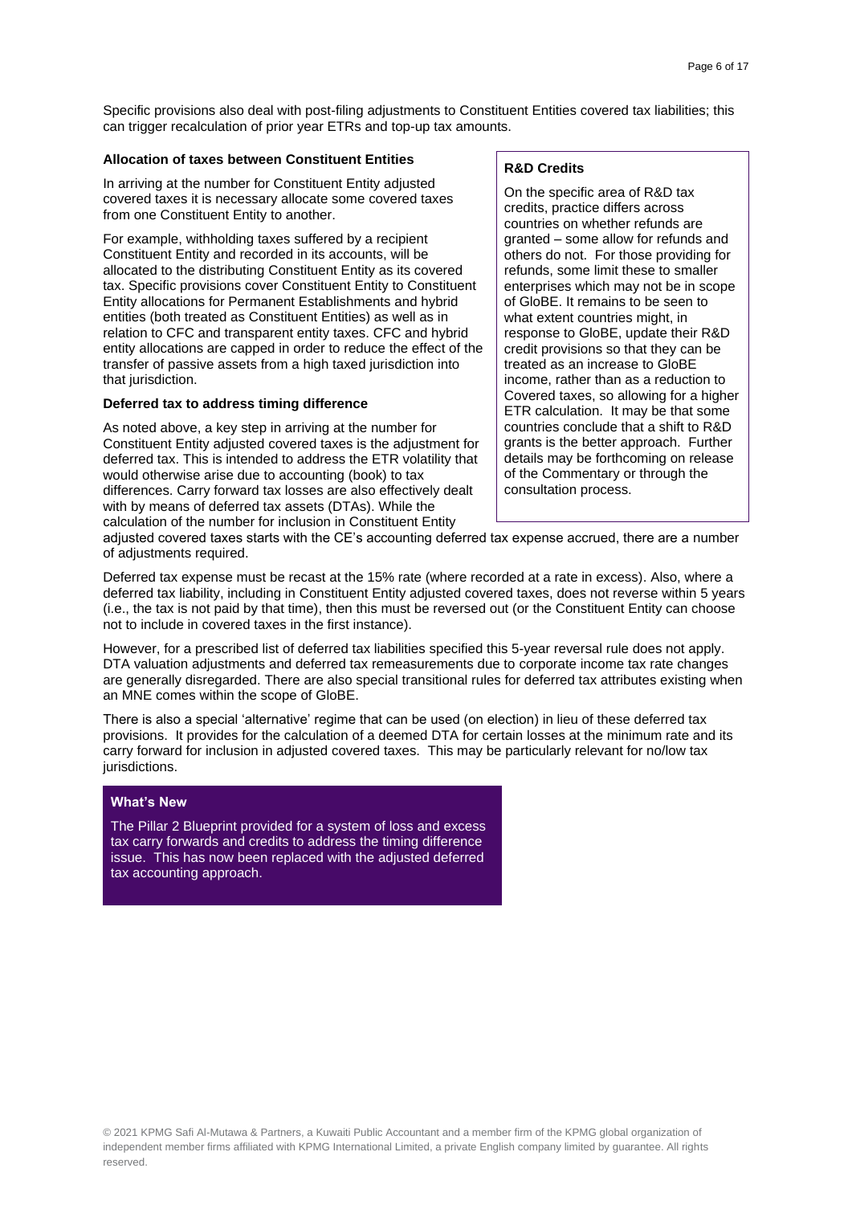Specific provisions also deal with post-filing adjustments to Constituent Entities covered tax liabilities; this can trigger recalculation of prior year ETRs and top-up tax amounts.

**Allocation of taxes between Constituent Entities**

In arriving at the number for Constituent Entity adjusted covered taxes it is necessary allocate some covered taxes from one Constituent Entity to another.

For example, withholding taxes suffered by a recipient Constituent Entity and recorded in its accounts, will be allocated to the distributing Constituent Entity as its covered tax. Specific provisions cover Constituent Entity to Constituent Entity allocations for Permanent Establishments and hybrid entities (both treated as Constituent Entities) as well as in relation to CFC and transparent entity taxes. CFC and hybrid entity allocations are capped in order to reduce the effect of the transfer of passive assets from a high taxed jurisdiction into that jurisdiction.

**Deferred tax to address timing difference**

As noted above, a key step in arriving at the number for Constituent Entity adjusted covered taxes is the adjustment for deferred tax. This is intended to address the ETR volatility that would otherwise arise due to accounting (book) to tax differences. Carry forward tax losses are also effectively dealt with by means of deferred tax assets (DTAs). While the calculation of the number for inclusion in Constituent Entity adjusted covered taxes starts with the CE's accounting deferred tax expense accrued, there are a number of adjustments required.

Deferred tax expense must be recast at the 15% rate (where recorded at a rate in excess). Also, where a deferred tax liability, including in Constituent Entity adjusted covered taxes, does not reverse within 5 years (i.e., the tax is not paid by that time), then this must be reversed out (or the Constituent Entity can choose not to include in covered taxes in the first instance).

However, for a prescribed list of deferred tax liabilities specified this 5-year reversal rule does not apply. DTA valuation adjustments and deferred tax remeasurements due to corporate income tax rate changes are generally disregarded. There are also special transitional rules for deferred tax attributes existing when an MNE comes within the scope of GloBE.

There is also a special 'alternative' regime that can be used (on election) in lieu of these deferred tax provisions. It provides for the calculation of a deemed DTA for certain losses at the minimum rate and its carry forward for inclusion in adjusted covered taxes. This may be particularly relevant for no/low tax jurisdictions.

**R&D Credits**

On the specific area of R&D tax credits, practice differs across countries on whether refunds are granted – some allow for refunds and others do not. For those providing for refunds, some limit these to smaller enterprises which may not be in scope of GloBE. It remains to be seen to what extent countries might, in response to GloBE, update their R&D credit provisions so that they can be treated as an increase to GloBE income, rather than as a reduction to Covered taxes, so allowing for a higher ETR calculation. It may be that some countries conclude that a shift to R&D grants is the better approach. Further details may be forthcoming on release of the Commentary or through the consultation process.

**What's New**

The Pillar 2 Blueprint provided for a system of loss and excess tax carry forwards and credits to address the timing difference issue. This has now been replaced with the adjusted deferred tax accounting approach.

© 2021 KPMG Safi Al-Mutawa & Partners, a Kuwaiti Public Accountant and a member firm of the KPMG global organization of independent member firms affiliated with KPMG International Limited, a private English company limited by guarantee. All rights reserved.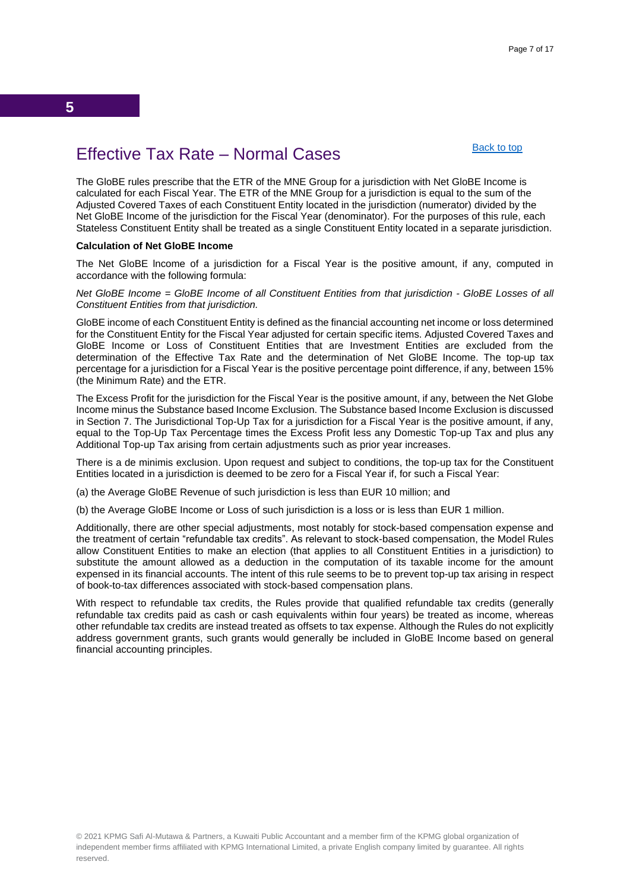5

# Effective Tax Rate – Normal Cases

[Back to top]

The GloBE rules prescribe that the ETR of the MNE Group for a jurisdiction with Net GloBE Income is calculated for each Fiscal Year. The ETR of the MNE Group for a jurisdiction is equal to the sum of the Adjusted Covered Taxes of each Constituent Entity located in the jurisdiction (numerator) divided by the Net GloBE Income of the jurisdiction for the Fiscal Year (denominator). For the purposes of this rule, each Stateless Constituent Entity shall be treated as a single Constituent Entity located in a separate jurisdiction.

**Calculation of Net GloBE Income**

The Net GloBE Income of a jurisdiction for a Fiscal Year is the positive amount, if any, computed in accordance with the following formula:

*Net GloBE Income = GloBE Income of all Constituent Entities from that jurisdiction - GloBE Losses of all Constituent Entities from that jurisdiction.*

GloBE income of each Constituent Entity is defined as the financial accounting net income or loss determined for the Constituent Entity for the Fiscal Year adjusted for certain specific items. Adjusted Covered Taxes and GloBE Income or Loss of Constituent Entities that are Investment Entities are excluded from the determination of the Effective Tax Rate and the determination of Net GloBE Income. The top-up tax percentage for a jurisdiction for a Fiscal Year is the positive percentage point difference, if any, between 15% (the Minimum Rate) and the ETR.

The Excess Profit for the jurisdiction for the Fiscal Year is the positive amount, if any, between the Net Globe Income minus the Substance based Income Exclusion. The Substance based Income Exclusion is discussed in Section 7. The Jurisdictional Top-Up Tax for a jurisdiction for a Fiscal Year is the positive amount, if any, equal to the Top-Up Tax Percentage times the Excess Profit less any Domestic Top-up Tax and plus any Additional Top-up Tax arising from certain adjustments such as prior year increases.

There is a de minimis exclusion. Upon request and subject to conditions, the top-up tax for the Constituent Entities located in a jurisdiction is deemed to be zero for a Fiscal Year if, for such a Fiscal Year:

(a) the Average GloBE Revenue of such jurisdiction is less than EUR 10 million; and

(b) the Average GloBE Income or Loss of such jurisdiction is a loss or is less than EUR 1 million.

Additionally, there are other special adjustments, most notably for stock-based compensation expense and the treatment of certain "refundable tax credits". As relevant to stock-based compensation, the Model Rules allow Constituent Entities to make an election (that applies to all Constituent Entities in a jurisdiction) to substitute the amount allowed as a deduction in the computation of its taxable income for the amount expensed in its financial accounts. The intent of this rule seems to be to prevent top-up tax arising in respect of book-to-tax differences associated with stock-based compensation plans.

With respect to refundable tax credits, the Rules provide that qualified refundable tax credits (generally refundable tax credits paid as cash or cash equivalents within four years) be treated as income, whereas other refundable tax credits are instead treated as offsets to tax expense. Although the Rules do not explicitly address government grants, such grants would generally be included in GloBE Income based on general financial accounting principles.

© 2021 KPMG Safi Al-Mutawa & Partners, a Kuwaiti Public Accountant and a member firm of the KPMG global organization of independent member firms affiliated with KPMG International Limited, a private English company limited by guarantee. All rights reserved.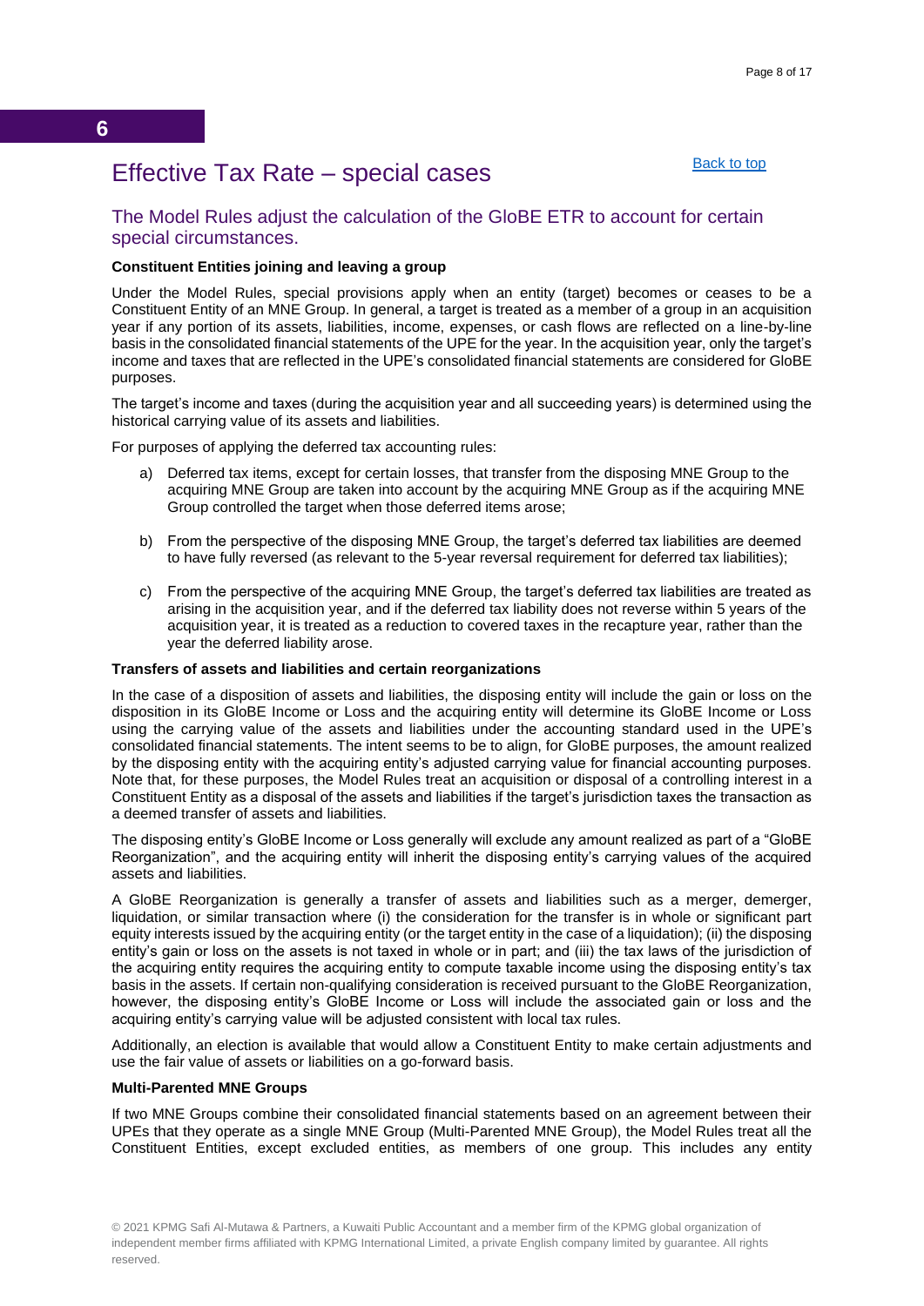6

# Effective Tax Rate – special cases

Back to top

## The Model Rules adjust the calculation of the GloBE ETR to account for certain special circumstances.

**Constituent Entities joining and leaving a group**

Under the Model Rules, special provisions apply when an entity (target) becomes or ceases to be a Constituent Entity of an MNE Group. In general, a target is treated as a member of a group in an acquisition year if any portion of its assets, liabilities, income, expenses, or cash flows are reflected on a line-by-line basis in the consolidated financial statements of the UPE for the year. In the acquisition year, only the target's income and taxes that are reflected in the UPE's consolidated financial statements are considered for GloBE purposes.

The target's income and taxes (during the acquisition year and all succeeding years) is determined using the historical carrying value of its assets and liabilities.

For purposes of applying the deferred tax accounting rules:

a) Deferred tax items, except for certain losses, that transfer from the disposing MNE Group to the acquiring MNE Group are taken into account by the acquiring MNE Group as if the acquiring MNE Group controlled the target when those deferred items arose;

b) From the perspective of the disposing MNE Group, the target's deferred tax liabilities are deemed to have fully reversed (as relevant to the 5-year reversal requirement for deferred tax liabilities);

c) From the perspective of the acquiring MNE Group, the target's deferred tax liabilities are treated as arising in the acquisition year, and if the deferred tax liability does not reverse within 5 years of the acquisition year, it is treated as a reduction to covered taxes in the recapture year, rather than the year the deferred liability arose.

**Transfers of assets and liabilities and certain reorganizations**

In the case of a disposition of assets and liabilities, the disposing entity will include the gain or loss on the disposition in its GloBE Income or Loss and the acquiring entity will determine its GloBE Income or Loss using the carrying value of the assets and liabilities under the accounting standard used in the UPE's consolidated financial statements. The intent seems to be to align, for GloBE purposes, the amount realized by the disposing entity with the acquiring entity's adjusted carrying value for financial accounting purposes. Note that, for these purposes, the Model Rules treat an acquisition or disposal of a controlling interest in a Constituent Entity as a disposal of the assets and liabilities if the target's jurisdiction taxes the transaction as a deemed transfer of assets and liabilities.

The disposing entity's GloBE Income or Loss generally will exclude any amount realized as part of a "GloBE Reorganization", and the acquiring entity will inherit the disposing entity's carrying values of the acquired assets and liabilities.

A GloBE Reorganization is generally a transfer of assets and liabilities such as a merger, demerger, liquidation, or similar transaction where (i) the consideration for the transfer is in whole or significant part equity interests issued by the acquiring entity (or the target entity in the case of a liquidation); (ii) the disposing entity's gain or loss on the assets is not taxed in whole or in part; and (iii) the tax laws of the jurisdiction of the acquiring entity requires the acquiring entity to compute taxable income using the disposing entity's tax basis in the assets. If certain non-qualifying consideration is received pursuant to the GloBE Reorganization, however, the disposing entity's GloBE Income or Loss will include the associated gain or loss and the acquiring entity's carrying value will be adjusted consistent with local tax rules.

Additionally, an election is available that would allow a Constituent Entity to make certain adjustments and use the fair value of assets or liabilities on a go-forward basis.

**Multi-Parented MNE Groups**

If two MNE Groups combine their consolidated financial statements based on an agreement between their UPEs that they operate as a single MNE Group (Multi-Parented MNE Group), the Model Rules treat all the Constituent Entities, except excluded entities, as members of one group. This includes any entity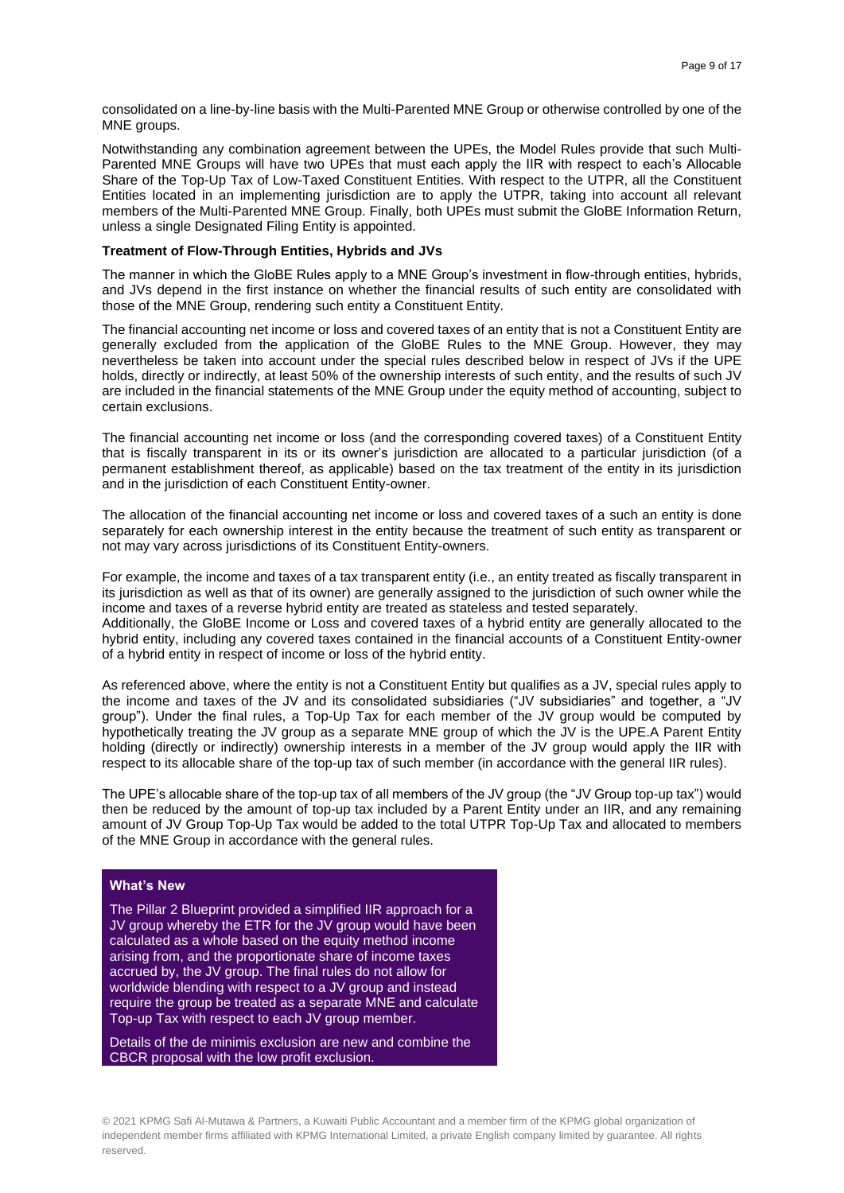consolidated on a line-by-line basis with the Multi-Parented MNE Group or otherwise controlled by one of the MNE groups.

Notwithstanding any combination agreement between the UPEs, the Model Rules provide that such Multi-Parented MNE Groups will have two UPEs that must each apply the IIR with respect to each's Allocable Share of the Top-Up Tax of Low-Taxed Constituent Entities. With respect to the UTPR, all the Constituent Entities located in an implementing jurisdiction are to apply the UTPR, taking into account all relevant members of the Multi-Parented MNE Group. Finally, both UPEs must submit the GloBE Information Return, unless a single Designated Filing Entity is appointed.

**Treatment of Flow-Through Entities, Hybrids and JVs**

The manner in which the GloBE Rules apply to a MNE Group's investment in flow-through entities, hybrids, and JVs depend in the first instance on whether the financial results of such entity are consolidated with those of the MNE Group, rendering such entity a Constituent Entity.

The financial accounting net income or loss and covered taxes of an entity that is not a Constituent Entity are generally excluded from the application of the GloBE Rules to the MNE Group. However, they may nevertheless be taken into account under the special rules described below in respect of JVs if the UPE holds, directly or indirectly, at least 50% of the ownership interests of such entity, and the results of such JV are included in the financial statements of the MNE Group under the equity method of accounting, subject to certain exclusions.

The financial accounting net income or loss (and the corresponding covered taxes) of a Constituent Entity that is fiscally transparent in its or its owner's jurisdiction are allocated to a particular jurisdiction (of a permanent establishment thereof, as applicable) based on the tax treatment of the entity in its jurisdiction and in the jurisdiction of each Constituent Entity-owner.

The allocation of the financial accounting net income or loss and covered taxes of a such an entity is done separately for each ownership interest in the entity because the treatment of such entity as transparent or not may vary across jurisdictions of its Constituent Entity-owners.

For example, the income and taxes of a tax transparent entity (i.e., an entity treated as fiscally transparent in its jurisdiction as well as that of its owner) are generally assigned to the jurisdiction of such owner while the income and taxes of a reverse hybrid entity are treated as stateless and tested separately.
Additionally, the GloBE Income or Loss and covered taxes of a hybrid entity are generally allocated to the hybrid entity, including any covered taxes contained in the financial accounts of a Constituent Entity-owner of a hybrid entity in respect of income or loss of the hybrid entity.

As referenced above, where the entity is not a Constituent Entity but qualifies as a JV, special rules apply to the income and taxes of the JV and its consolidated subsidiaries ("JV subsidiaries" and together, a "JV group"). Under the final rules, a Top-Up Tax for each member of the JV group would be computed by hypothetically treating the JV group as a separate MNE group of which the JV is the UPE.A Parent Entity holding (directly or indirectly) ownership interests in a member of the JV group would apply the IIR with respect to its allocable share of the top-up tax of such member (in accordance with the general IIR rules).

The UPE's allocable share of the top-up tax of all members of the JV group (the "JV Group top-up tax") would then be reduced by the amount of top-up tax included by a Parent Entity under an IIR, and any remaining amount of JV Group Top-Up Tax would be added to the total UTPR Top-Up Tax and allocated to members of the MNE Group in accordance with the general rules.

**What's New**

The Pillar 2 Blueprint provided a simplified IIR approach for a JV group whereby the ETR for the JV group would have been calculated as a whole based on the equity method income arising from, and the proportionate share of income taxes accrued by, the JV group. The final rules do not allow for worldwide blending with respect to a JV group and instead require the group be treated as a separate MNE and calculate Top-up Tax with respect to each JV group member.

Details of the de minimis exclusion are new and combine the CBCR proposal with the low profit exclusion.

© 2021 KPMG Safi Al-Mutawa & Partners, a Kuwaiti Public Accountant and a member firm of the KPMG global organization of independent member firms affiliated with KPMG International Limited, a private English company limited by guarantee. All rights reserved.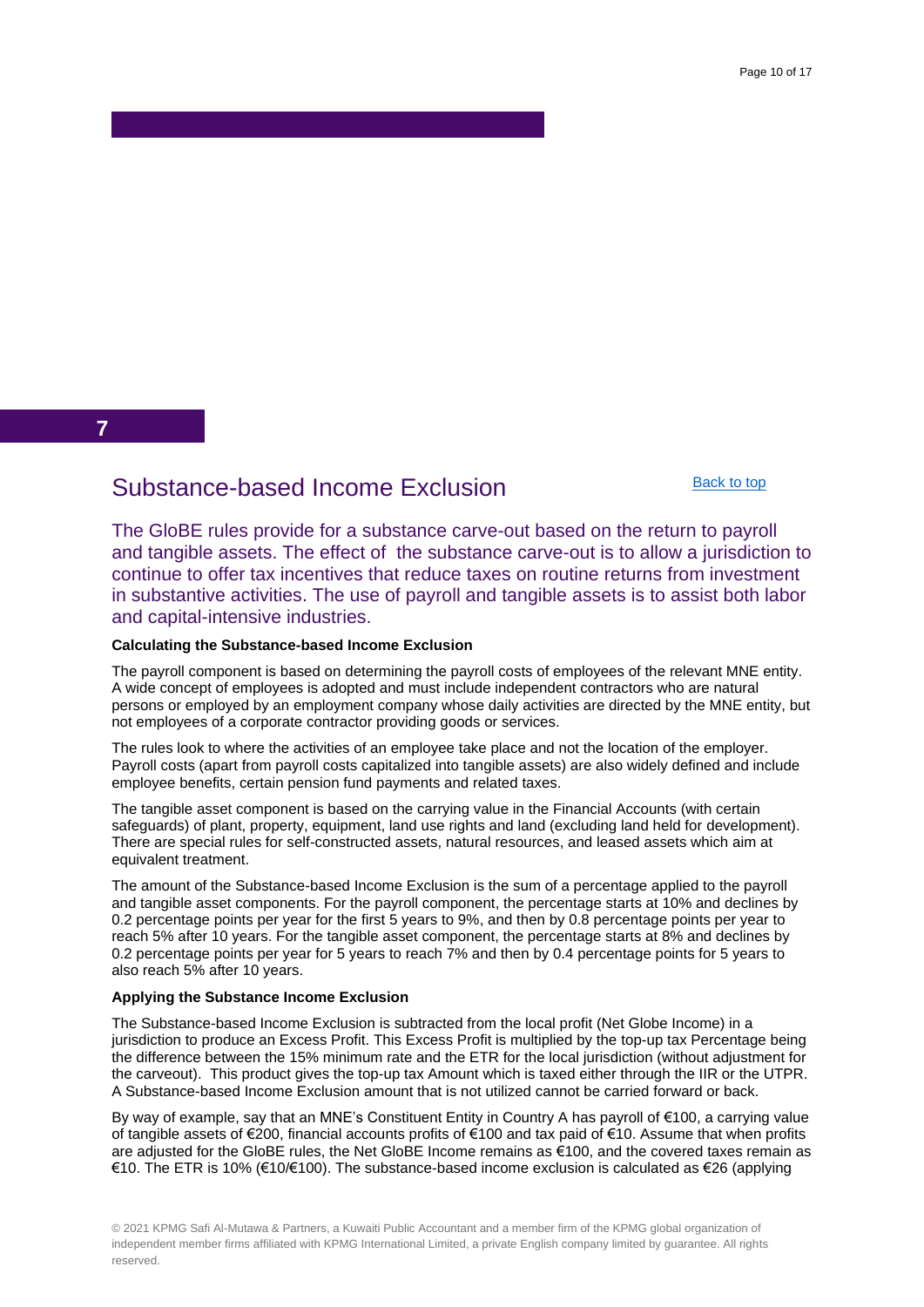7

## Substance-based Income Exclusion

Back to top

The GloBE rules provide for a substance carve-out based on the return to payroll and tangible assets. The effect of the substance carve-out is to allow a jurisdiction to continue to offer tax incentives that reduce taxes on routine returns from investment in substantive activities. The use of payroll and tangible assets is to assist both labor and capital-intensive industries.

**Calculating the Substance-based Income Exclusion**

The payroll component is based on determining the payroll costs of employees of the relevant MNE entity. A wide concept of employees is adopted and must include independent contractors who are natural persons or employed by an employment company whose daily activities are directed by the MNE entity, but not employees of a corporate contractor providing goods or services.

The rules look to where the activities of an employee take place and not the location of the employer. Payroll costs (apart from payroll costs capitalized into tangible assets) are also widely defined and include employee benefits, certain pension fund payments and related taxes.

The tangible asset component is based on the carrying value in the Financial Accounts (with certain safeguards) of plant, property, equipment, land use rights and land (excluding land held for development). There are special rules for self-constructed assets, natural resources, and leased assets which aim at equivalent treatment.

The amount of the Substance-based Income Exclusion is the sum of a percentage applied to the payroll and tangible asset components. For the payroll component, the percentage starts at 10% and declines by 0.2 percentage points per year for the first 5 years to 9%, and then by 0.8 percentage points per year to reach 5% after 10 years. For the tangible asset component, the percentage starts at 8% and declines by 0.2 percentage points per year for 5 years to reach 7% and then by 0.4 percentage points for 5 years to also reach 5% after 10 years.

**Applying the Substance Income Exclusion**

The Substance-based Income Exclusion is subtracted from the local profit (Net Globe Income) in a jurisdiction to produce an Excess Profit. This Excess Profit is multiplied by the top-up tax Percentage being the difference between the 15% minimum rate and the ETR for the local jurisdiction (without adjustment for the carveout). This product gives the top-up tax Amount which is taxed either through the IIR or the UTPR. A Substance-based Income Exclusion amount that is not utilized cannot be carried forward or back.

By way of example, say that an MNE's Constituent Entity in Country A has payroll of €100, a carrying value of tangible assets of €200, financial accounts profits of €100 and tax paid of €10. Assume that when profits are adjusted for the GloBE rules, the Net GloBE Income remains as €100, and the covered taxes remain as €10. The ETR is 10% (€10/€100). The substance-based income exclusion is calculated as €26 (applying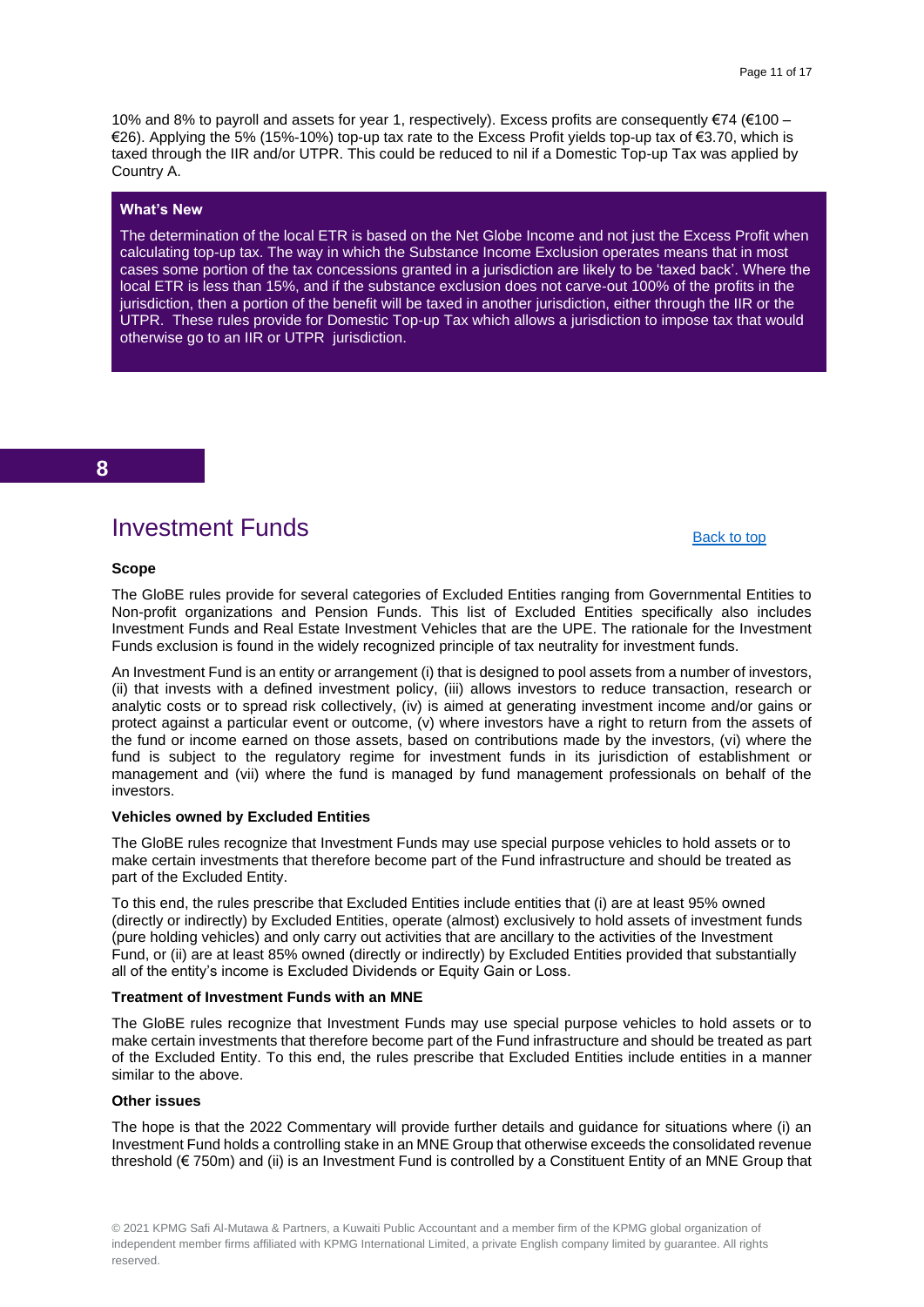10% and 8% to payroll and assets for year 1, respectively). Excess profits are consequently €74 (€100 – €26). Applying the 5% (15%-10%) top-up tax rate to the Excess Profit yields top-up tax of €3.70, which is taxed through the IIR and/or UTPR. This could be reduced to nil if a Domestic Top-up Tax was applied by Country A.

**What's New**

The determination of the local ETR is based on the Net Globe Income and not just the Excess Profit when calculating top-up tax. The way in which the Substance Income Exclusion operates means that in most cases some portion of the tax concessions granted in a jurisdiction are likely to be 'taxed back'. Where the local ETR is less than 15%, and if the substance exclusion does not carve-out 100% of the profits in the jurisdiction, then a portion of the benefit will be taxed in another jurisdiction, either through the IIR or the UTPR. These rules provide for Domestic Top-up Tax which allows a jurisdiction to impose tax that would otherwise go to an IIR or UTPR jurisdiction.

**8**

## Investment Funds

Back to top

**Scope**

The GloBE rules provide for several categories of Excluded Entities ranging from Governmental Entities to Non-profit organizations and Pension Funds. This list of Excluded Entities specifically also includes Investment Funds and Real Estate Investment Vehicles that are the UPE. The rationale for the Investment Funds exclusion is found in the widely recognized principle of tax neutrality for investment funds.

An Investment Fund is an entity or arrangement (i) that is designed to pool assets from a number of investors, (ii) that invests with a defined investment policy, (iii) allows investors to reduce transaction, research or analytic costs or to spread risk collectively, (iv) is aimed at generating investment income and/or gains or protect against a particular event or outcome, (v) where investors have a right to return from the assets of the fund or income earned on those assets, based on contributions made by the investors, (vi) where the fund is subject to the regulatory regime for investment funds in its jurisdiction of establishment or management and (vii) where the fund is managed by fund management professionals on behalf of the investors.

**Vehicles owned by Excluded Entities**

The GloBE rules recognize that Investment Funds may use special purpose vehicles to hold assets or to make certain investments that therefore become part of the Fund infrastructure and should be treated as part of the Excluded Entity.

To this end, the rules prescribe that Excluded Entities include entities that (i) are at least 95% owned (directly or indirectly) by Excluded Entities, operate (almost) exclusively to hold assets of investment funds (pure holding vehicles) and only carry out activities that are ancillary to the activities of the Investment Fund, or (ii) are at least 85% owned (directly or indirectly) by Excluded Entities provided that substantially all of the entity's income is Excluded Dividends or Equity Gain or Loss.

**Treatment of Investment Funds with an MNE**

The GloBE rules recognize that Investment Funds may use special purpose vehicles to hold assets or to make certain investments that therefore become part of the Fund infrastructure and should be treated as part of the Excluded Entity. To this end, the rules prescribe that Excluded Entities include entities in a manner similar to the above.

**Other issues**

The hope is that the 2022 Commentary will provide further details and guidance for situations where (i) an Investment Fund holds a controlling stake in an MNE Group that otherwise exceeds the consolidated revenue threshold (€ 750m) and (ii) is an Investment Fund is controlled by a Constituent Entity of an MNE Group that

© 2021 KPMG Safi Al-Mutawa & Partners, a Kuwaiti Public Accountant and a member firm of the KPMG global organization of independent member firms affiliated with KPMG International Limited, a private English company limited by guarantee. All rights reserved.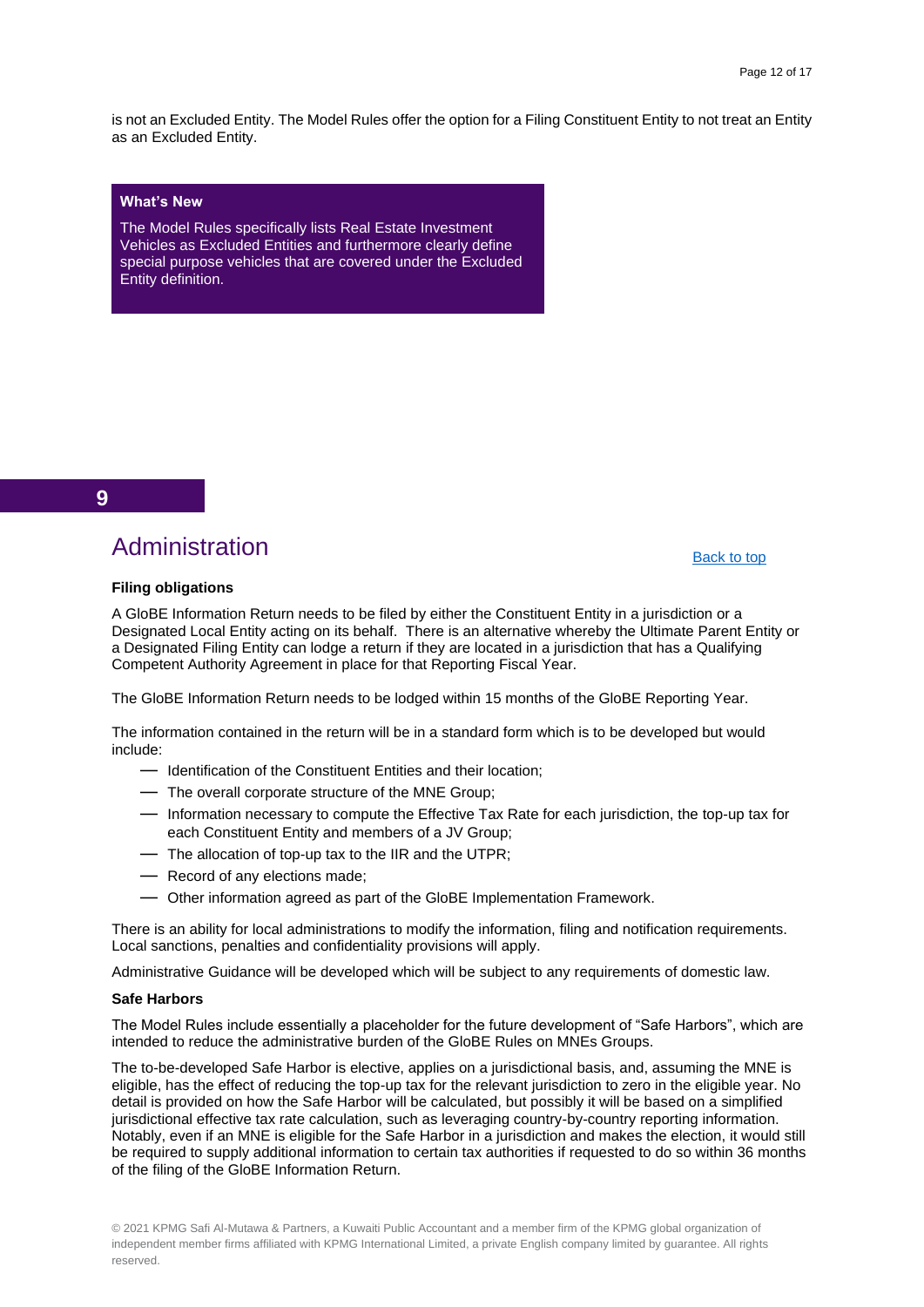is not an Excluded Entity. The Model Rules offer the option for a Filing Constituent Entity to not treat an Entity as an Excluded Entity.

> **What's New**
>
> The Model Rules specifically lists Real Estate Investment Vehicles as Excluded Entities and furthermore clearly define special purpose vehicles that are covered under the Excluded Entity definition.

## 9

## Administration

Back to top

**Filing obligations**

A GloBE Information Return needs to be filed by either the Constituent Entity in a jurisdiction or a Designated Local Entity acting on its behalf. There is an alternative whereby the Ultimate Parent Entity or a Designated Filing Entity can lodge a return if they are located in a jurisdiction that has a Qualifying Competent Authority Agreement in place for that Reporting Fiscal Year.

The GloBE Information Return needs to be lodged within 15 months of the GloBE Reporting Year.

The information contained in the return will be in a standard form which is to be developed but would include:

- Identification of the Constituent Entities and their location;
- The overall corporate structure of the MNE Group;
- Information necessary to compute the Effective Tax Rate for each jurisdiction, the top-up tax for each Constituent Entity and members of a JV Group;
- The allocation of top-up tax to the IIR and the UTPR;
- Record of any elections made;
- Other information agreed as part of the GloBE Implementation Framework.

There is an ability for local administrations to modify the information, filing and notification requirements. Local sanctions, penalties and confidentiality provisions will apply.

Administrative Guidance will be developed which will be subject to any requirements of domestic law.

**Safe Harbors**

The Model Rules include essentially a placeholder for the future development of "Safe Harbors", which are intended to reduce the administrative burden of the GloBE Rules on MNEs Groups.

The to-be-developed Safe Harbor is elective, applies on a jurisdictional basis, and, assuming the MNE is eligible, has the effect of reducing the top-up tax for the relevant jurisdiction to zero in the eligible year. No detail is provided on how the Safe Harbor will be calculated, but possibly it will be based on a simplified jurisdictional effective tax rate calculation, such as leveraging country-by-country reporting information. Notably, even if an MNE is eligible for the Safe Harbor in a jurisdiction and makes the election, it would still be required to supply additional information to certain tax authorities if requested to do so within 36 months of the filing of the GloBE Information Return.

© 2021 KPMG Safi Al-Mutawa & Partners, a Kuwaiti Public Accountant and a member firm of the KPMG global organization of independent member firms affiliated with KPMG International Limited, a private English company limited by guarantee. All rights reserved.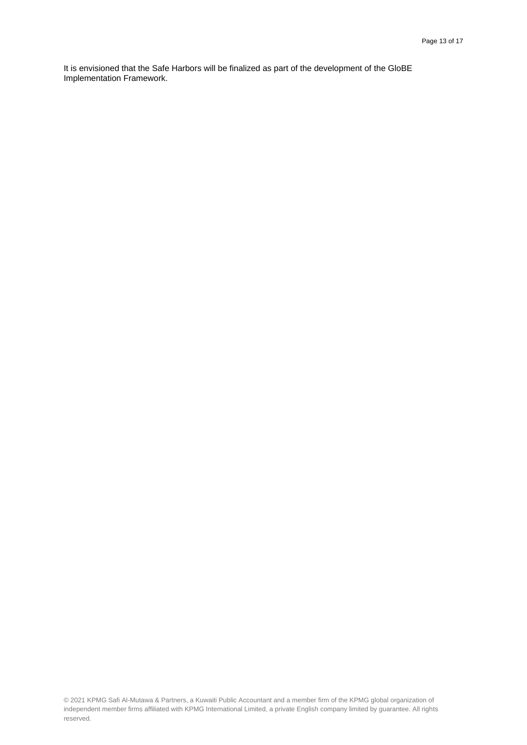It is envisioned that the Safe Harbors will be finalized as part of the development of the GloBE Implementation Framework.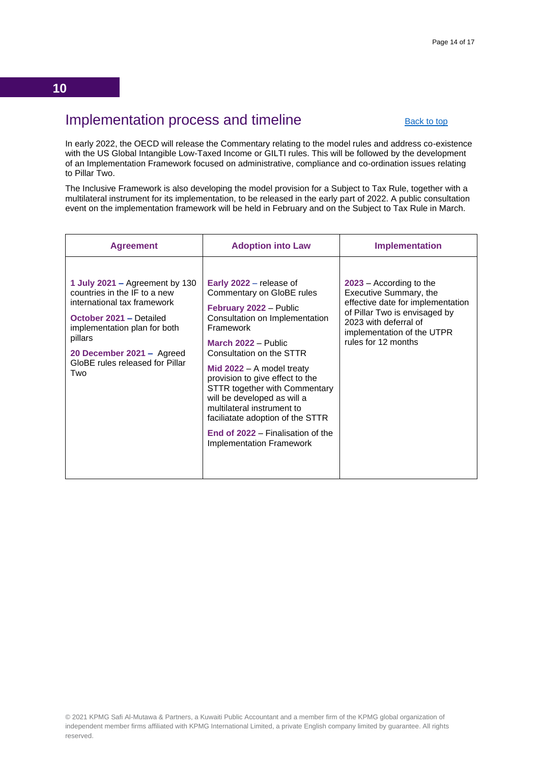## 10

# Implementation process and timeline

Back to top

In early 2022, the OECD will release the Commentary relating to the model rules and address co-existence with the US Global Intangible Low-Taxed Income or GILTI rules. This will be followed by the development of an Implementation Framework focused on administrative, compliance and co-ordination issues relating to Pillar Two.

The Inclusive Framework is also developing the model provision for a Subject to Tax Rule, together with a multilateral instrument for its implementation, to be released in the early part of 2022. A public consultation event on the implementation framework will be held in February and on the Subject to Tax Rule in March.

| Agreement | Adoption into Law | Implementation |
|---|---|---|
| **1 July 2021 –** Agreement by 130 countries in the IF to a new international tax framework<br><br>**October 2021 –** Detailed implementation plan for both pillars<br><br>**20 December 2021 –** Agreed GloBE rules released for Pillar Two | **Early 2022** – release of Commentary on GloBE rules<br><br>**February 2022** – Public Consultation on Implementation Framework<br><br>**March 2022** – Public Consultation on the STTR<br><br>**Mid 2022** – A model treaty provision to give effect to the STTR together with Commentary will be developed as will a multilateral instrument to faciliatate adoption of the STTR<br><br>**End of 2022** – Finalisation of the Implementation Framework | **2023** – According to the Executive Summary, the effective date for implementation of Pillar Two is envisaged by 2023 with deferral of implementation of the UTPR rules for 12 months |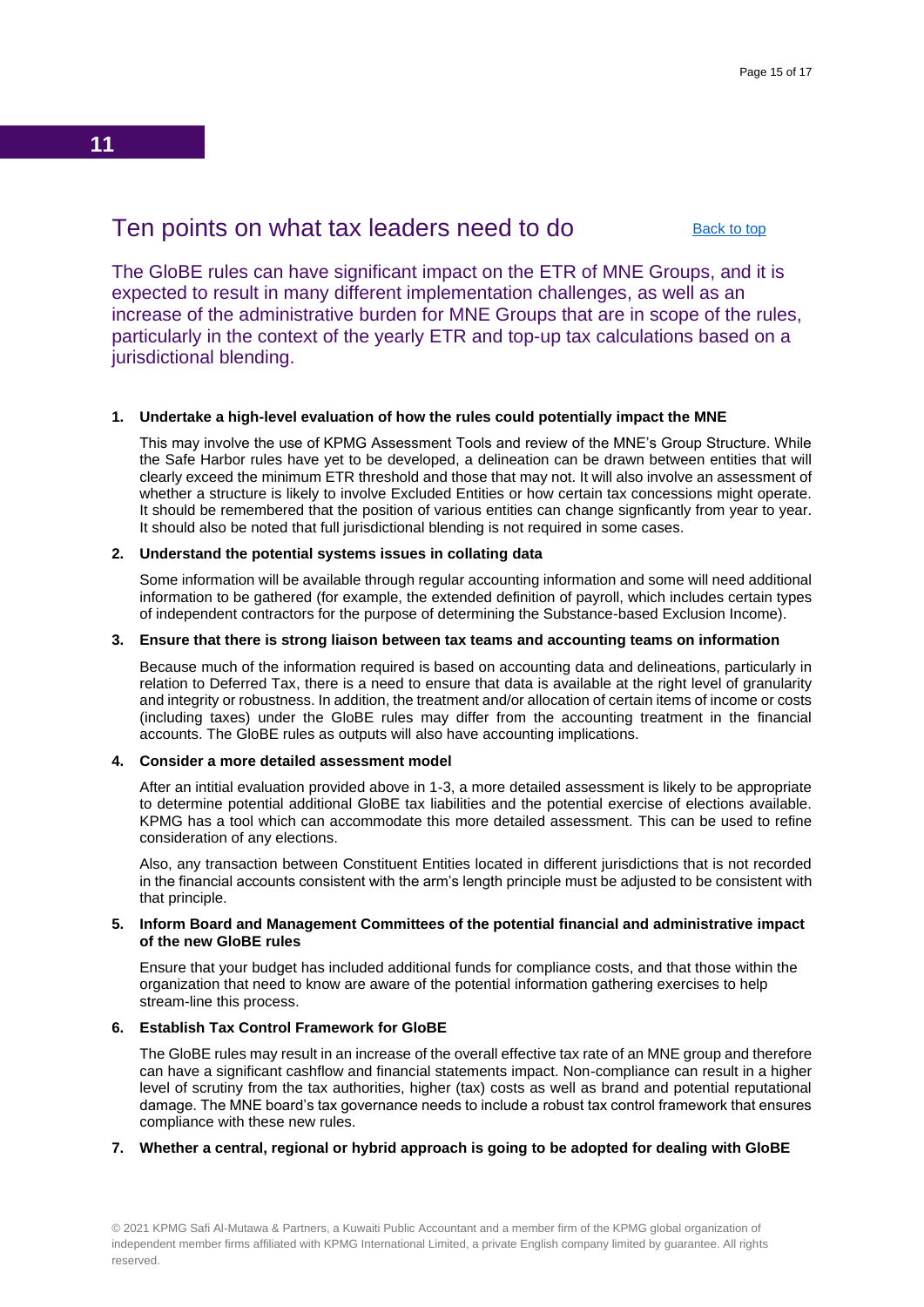## 11

## Ten points on what tax leaders need to do

Back to top

The GloBE rules can have significant impact on the ETR of MNE Groups, and it is expected to result in many different implementation challenges, as well as an increase of the administrative burden for MNE Groups that are in scope of the rules, particularly in the context of the yearly ETR and top-up tax calculations based on a jurisdictional blending.

1. **Undertake a high-level evaluation of how the rules could potentially impact the MNE**

   This may involve the use of KPMG Assessment Tools and review of the MNE's Group Structure. While the Safe Harbor rules have yet to be developed, a delineation can be drawn between entities that will clearly exceed the minimum ETR threshold and those that may not. It will also involve an assessment of whether a structure is likely to involve Excluded Entities or how certain tax concessions might operate. It should be remembered that the position of various entities can change signficantly from year to year. It should also be noted that full jurisdictional blending is not required in some cases.

2. **Understand the potential systems issues in collating data**

   Some information will be available through regular accounting information and some will need additional information to be gathered (for example, the extended definition of payroll, which includes certain types of independent contractors for the purpose of determining the Substance-based Exclusion Income).

3. **Ensure that there is strong liaison between tax teams and accounting teams on information**

   Because much of the information required is based on accounting data and delineations, particularly in relation to Deferred Tax, there is a need to ensure that data is available at the right level of granularity and integrity or robustness. In addition, the treatment and/or allocation of certain items of income or costs (including taxes) under the GloBE rules may differ from the accounting treatment in the financial accounts. The GloBE rules as outputs will also have accounting implications.

4. **Consider a more detailed assessment model**

   After an intitial evaluation provided above in 1-3, a more detailed assessment is likely to be appropriate to determine potential additional GloBE tax liabilities and the potential exercise of elections available. KPMG has a tool which can accommodate this more detailed assessment. This can be used to refine consideration of any elections.

   Also, any transaction between Constituent Entities located in different jurisdictions that is not recorded in the financial accounts consistent with the arm's length principle must be adjusted to be consistent with that principle.

5. **Inform Board and Management Committees of the potential financial and administrative impact of the new GloBE rules**

   Ensure that your budget has included additional funds for compliance costs, and that those within the organization that need to know are aware of the potential information gathering exercises to help stream-line this process.

6. **Establish Tax Control Framework for GloBE**

   The GloBE rules may result in an increase of the overall effective tax rate of an MNE group and therefore can have a significant cashflow and financial statements impact. Non-compliance can result in a higher level of scrutiny from the tax authorities, higher (tax) costs as well as brand and potential reputational damage. The MNE board's tax governance needs to include a robust tax control framework that ensures compliance with these new rules.

7. **Whether a central, regional or hybrid approach is going to be adopted for dealing with GloBE**

© 2021 KPMG Safi Al-Mutawa & Partners, a Kuwaiti Public Accountant and a member firm of the KPMG global organization of independent member firms affiliated with KPMG International Limited, a private English company limited by guarantee. All rights reserved.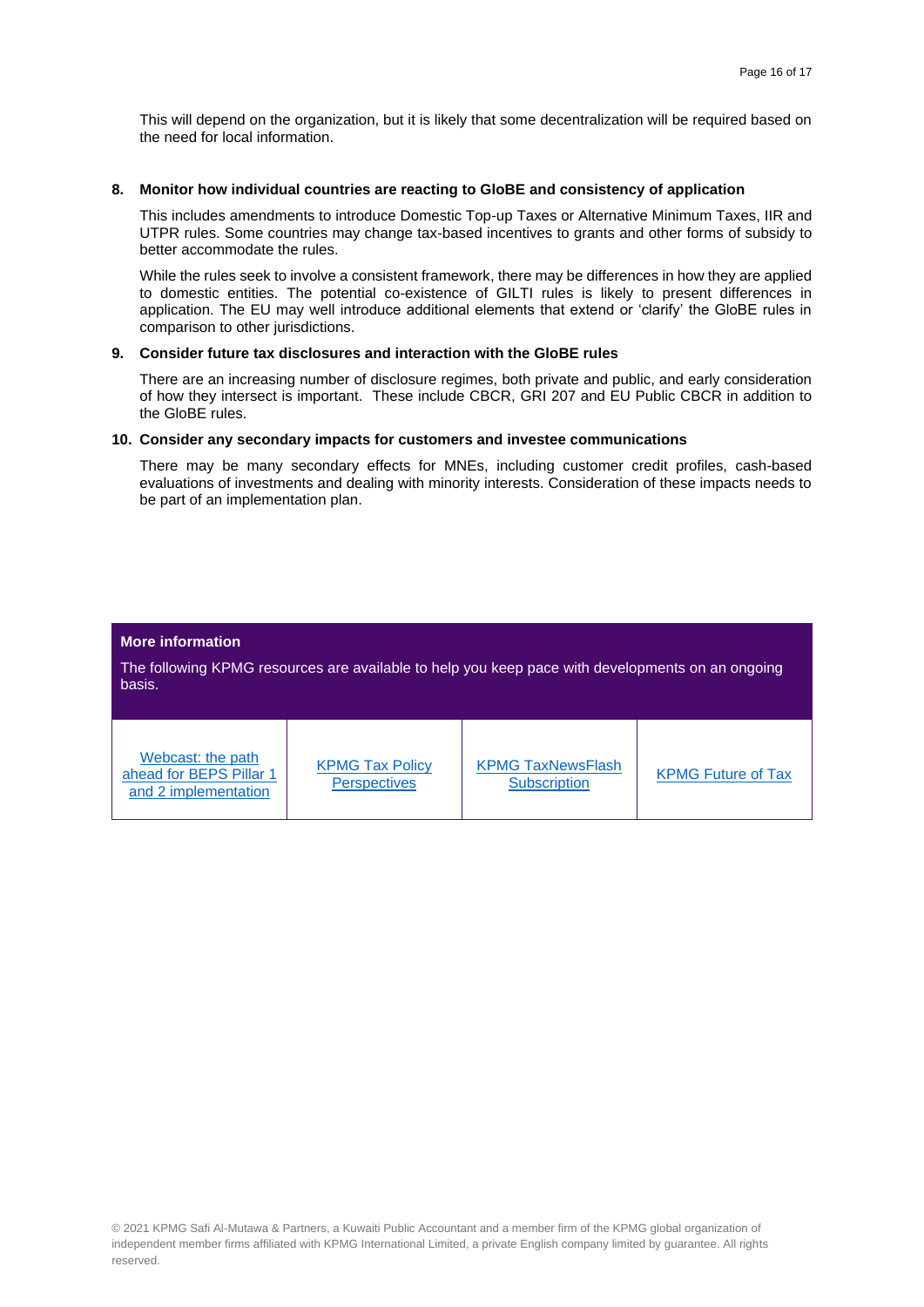This will depend on the organization, but it is likely that some decentralization will be required based on the need for local information.

8. **Monitor how individual countries are reacting to GloBE and consistency of application**

   This includes amendments to introduce Domestic Top-up Taxes or Alternative Minimum Taxes, IIR and UTPR rules. Some countries may change tax-based incentives to grants and other forms of subsidy to better accommodate the rules.

   While the rules seek to involve a consistent framework, there may be differences in how they are applied to domestic entities. The potential co-existence of GILTI rules is likely to present differences in application. The EU may well introduce additional elements that extend or 'clarify' the GloBE rules in comparison to other jurisdictions.

9. **Consider future tax disclosures and interaction with the GloBE rules**

   There are an increasing number of disclosure regimes, both private and public, and early consideration of how they intersect is important. These include CBCR, GRI 207 and EU Public CBCR in addition to the GloBE rules.

10. **Consider any secondary impacts for customers and investee communications**

    There may be many secondary effects for MNEs, including customer credit profiles, cash-based evaluations of investments and dealing with minority interests. Consideration of these impacts needs to be part of an implementation plan.

**More information**

The following KPMG resources are available to help you keep pace with developments on an ongoing basis.

| Webcast: the path ahead for BEPS Pillar 1 and 2 implementation | KPMG Tax Policy Perspectives | KPMG TaxNewsFlash Subscription | KPMG Future of Tax |
| --- | --- | --- | --- |

© 2021 KPMG Safi Al-Mutawa & Partners, a Kuwaiti Public Accountant and a member firm of the KPMG global organization of independent member firms affiliated with KPMG International Limited, a private English company limited by guarantee. All rights reserved.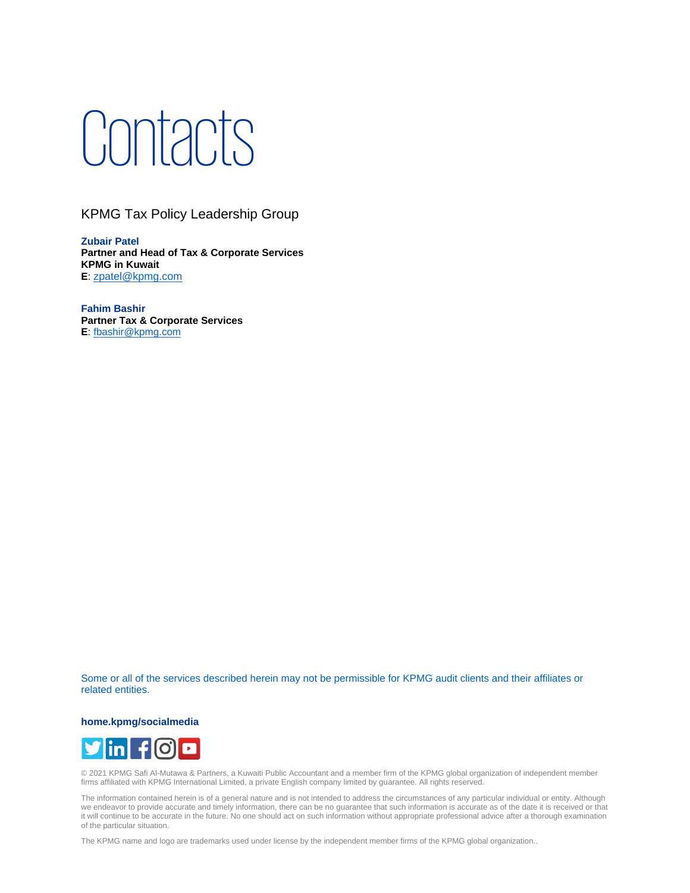# Contacts

KPMG Tax Policy Leadership Group

**Zubair Patel**
**Partner and Head of Tax & Corporate Services**
**KPMG in Kuwait**
**E**: zpatel@kpmg.com

**Fahim Bashir**
**Partner Tax & Corporate Services**
**E**: fbashir@kpmg.com

Some or all of the services described herein may not be permissible for KPMG audit clients and their affiliates or related entities.

**home.kpmg/socialmedia**

© 2021 KPMG Safi Al-Mutawa & Partners, a Kuwaiti Public Accountant and a member firm of the KPMG global organization of independent member firms affiliated with KPMG International Limited, a private English company limited by guarantee. All rights reserved.

The information contained herein is of a general nature and is not intended to address the circumstances of any particular individual or entity. Although we endeavor to provide accurate and timely information, there can be no guarantee that such information is accurate as of the date it is received or that it will continue to be accurate in the future. No one should act on such information without appropriate professional advice after a thorough examination of the particular situation.

The KPMG name and logo are trademarks used under license by the independent member firms of the KPMG global organization..